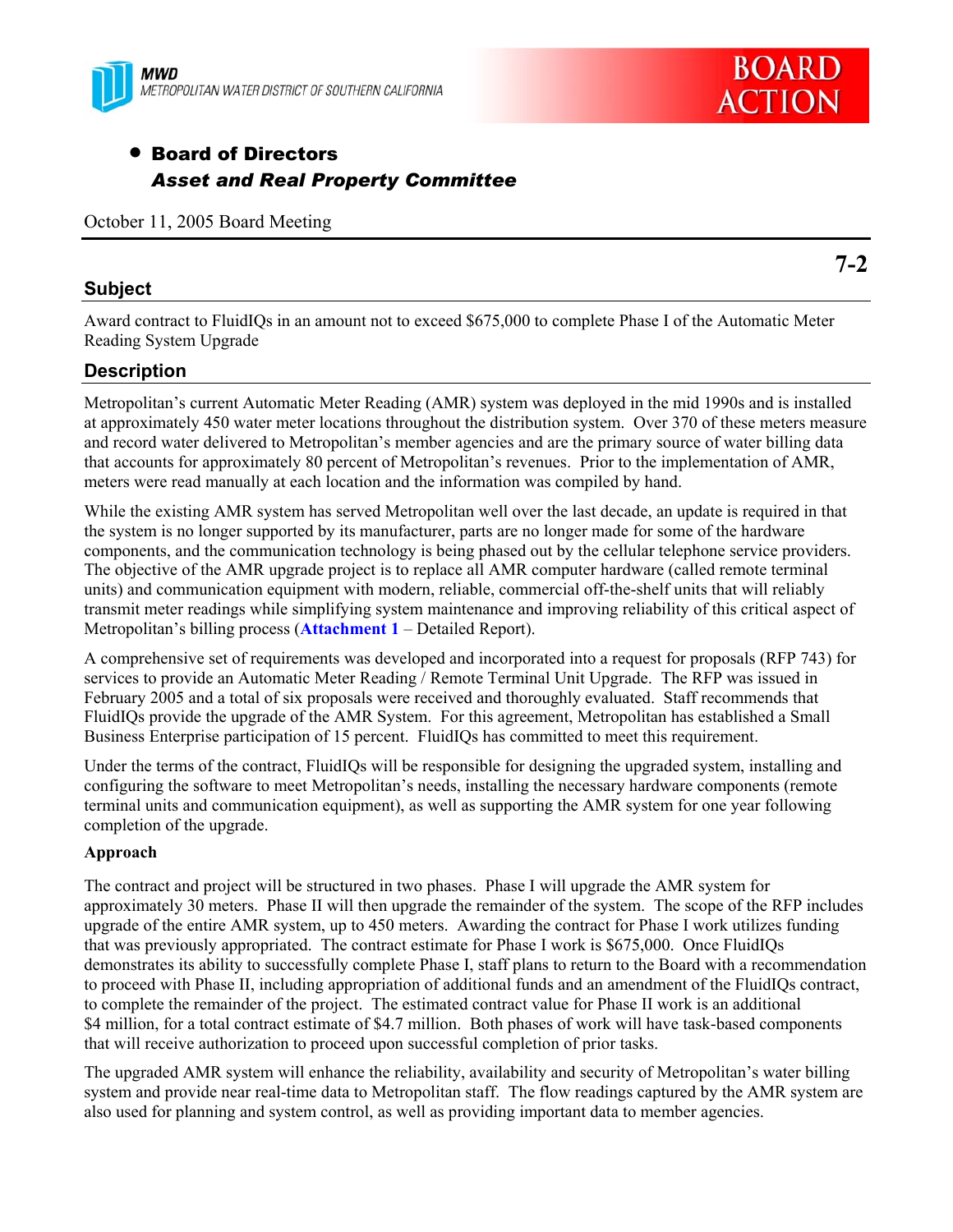MWD
METROPOLITAN WATER DISTRICT OF SOUTHERN CALIFORNIA

BOARD ACTION

- **Board of Directors**
  ***Asset and Real Property Committee***

October 11, 2005 Board Meeting

**7-2**

## Subject

Award contract to FluidIQs in an amount not to exceed $675,000 to complete Phase I of the Automatic Meter Reading System Upgrade

## Description

Metropolitan's current Automatic Meter Reading (AMR) system was deployed in the mid 1990s and is installed at approximately 450 water meter locations throughout the distribution system. Over 370 of these meters measure and record water delivered to Metropolitan's member agencies and are the primary source of water billing data that accounts for approximately 80 percent of Metropolitan's revenues. Prior to the implementation of AMR, meters were read manually at each location and the information was compiled by hand.

While the existing AMR system has served Metropolitan well over the last decade, an update is required in that the system is no longer supported by its manufacturer, parts are no longer made for some of the hardware components, and the communication technology is being phased out by the cellular telephone service providers. The objective of the AMR upgrade project is to replace all AMR computer hardware (called remote terminal units) and communication equipment with modern, reliable, commercial off-the-shelf units that will reliably transmit meter readings while simplifying system maintenance and improving reliability of this critical aspect of Metropolitan's billing process (**Attachment 1** – Detailed Report).

A comprehensive set of requirements was developed and incorporated into a request for proposals (RFP 743) for services to provide an Automatic Meter Reading / Remote Terminal Unit Upgrade. The RFP was issued in February 2005 and a total of six proposals were received and thoroughly evaluated. Staff recommends that FluidIQs provide the upgrade of the AMR System. For this agreement, Metropolitan has established a Small Business Enterprise participation of 15 percent. FluidIQs has committed to meet this requirement.

Under the terms of the contract, FluidIQs will be responsible for designing the upgraded system, installing and configuring the software to meet Metropolitan's needs, installing the necessary hardware components (remote terminal units and communication equipment), as well as supporting the AMR system for one year following completion of the upgrade.

**Approach**

The contract and project will be structured in two phases. Phase I will upgrade the AMR system for approximately 30 meters. Phase II will then upgrade the remainder of the system. The scope of the RFP includes upgrade of the entire AMR system, up to 450 meters. Awarding the contract for Phase I work utilizes funding that was previously appropriated. The contract estimate for Phase I work is $675,000. Once FluidIQs demonstrates its ability to successfully complete Phase I, staff plans to return to the Board with a recommendation to proceed with Phase II, including appropriation of additional funds and an amendment of the FluidIQs contract, to complete the remainder of the project. The estimated contract value for Phase II work is an additional $4 million, for a total contract estimate of $4.7 million. Both phases of work will have task-based components that will receive authorization to proceed upon successful completion of prior tasks.

The upgraded AMR system will enhance the reliability, availability and security of Metropolitan's water billing system and provide near real-time data to Metropolitan staff. The flow readings captured by the AMR system are also used for planning and system control, as well as providing important data to member agencies.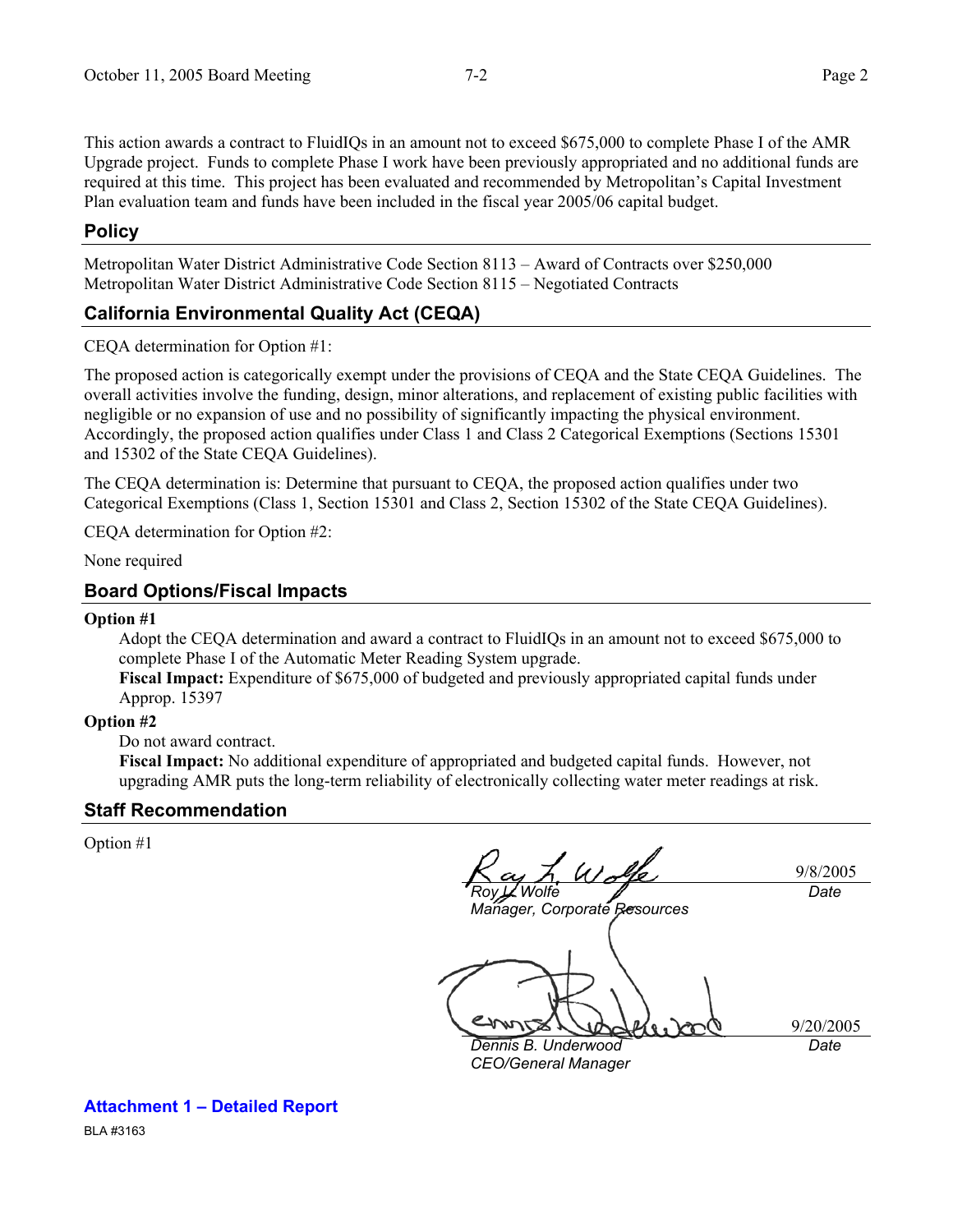This action awards a contract to FluidIQs in an amount not to exceed $675,000 to complete Phase I of the AMR Upgrade project. Funds to complete Phase I work have been previously appropriated and no additional funds are required at this time. This project has been evaluated and recommended by Metropolitan's Capital Investment Plan evaluation team and funds have been included in the fiscal year 2005/06 capital budget.

## Policy

Metropolitan Water District Administrative Code Section 8113 – Award of Contracts over $250,000
Metropolitan Water District Administrative Code Section 8115 – Negotiated Contracts

## California Environmental Quality Act (CEQA)

CEQA determination for Option #1:

The proposed action is categorically exempt under the provisions of CEQA and the State CEQA Guidelines. The overall activities involve the funding, design, minor alterations, and replacement of existing public facilities with negligible or no expansion of use and no possibility of significantly impacting the physical environment. Accordingly, the proposed action qualifies under Class 1 and Class 2 Categorical Exemptions (Sections 15301 and 15302 of the State CEQA Guidelines).

The CEQA determination is: Determine that pursuant to CEQA, the proposed action qualifies under two Categorical Exemptions (Class 1, Section 15301 and Class 2, Section 15302 of the State CEQA Guidelines).

CEQA determination for Option #2:

None required

## Board Options/Fiscal Impacts

**Option #1**

Adopt the CEQA determination and award a contract to FluidIQs in an amount not to exceed $675,000 to complete Phase I of the Automatic Meter Reading System upgrade.
**Fiscal Impact:** Expenditure of $675,000 of budgeted and previously appropriated capital funds under Approp. 15397

**Option #2**

Do not award contract.
**Fiscal Impact:** No additional expenditure of appropriated and budgeted capital funds. However, not upgrading AMR puts the long-term reliability of electronically collecting water meter readings at risk.

## Staff Recommendation

Option #1

*Roy L. Wolfe* — 9/8/2005 *Date*
*Manager, Corporate Resources*

*Dennis B. Underwood* — 9/20/2005 *Date*
*CEO/General Manager*

**Attachment 1 – Detailed Report**

BLA #3163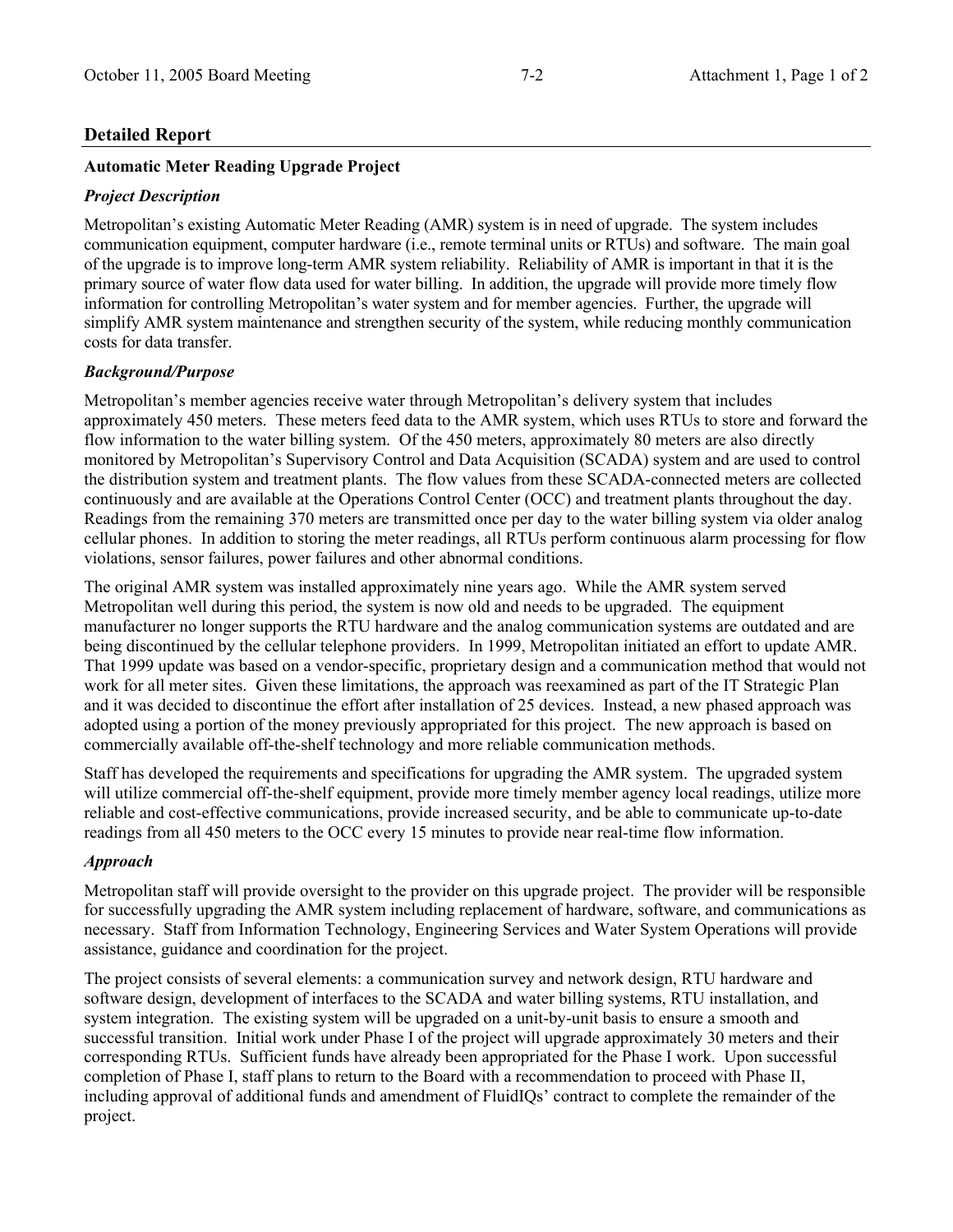## Detailed Report

**Automatic Meter Reading Upgrade Project**

***Project Description***

Metropolitan's existing Automatic Meter Reading (AMR) system is in need of upgrade. The system includes communication equipment, computer hardware (i.e., remote terminal units or RTUs) and software. The main goal of the upgrade is to improve long-term AMR system reliability. Reliability of AMR is important in that it is the primary source of water flow data used for water billing. In addition, the upgrade will provide more timely flow information for controlling Metropolitan's water system and for member agencies. Further, the upgrade will simplify AMR system maintenance and strengthen security of the system, while reducing monthly communication costs for data transfer.

***Background/Purpose***

Metropolitan's member agencies receive water through Metropolitan's delivery system that includes approximately 450 meters. These meters feed data to the AMR system, which uses RTUs to store and forward the flow information to the water billing system. Of the 450 meters, approximately 80 meters are also directly monitored by Metropolitan's Supervisory Control and Data Acquisition (SCADA) system and are used to control the distribution system and treatment plants. The flow values from these SCADA-connected meters are collected continuously and are available at the Operations Control Center (OCC) and treatment plants throughout the day. Readings from the remaining 370 meters are transmitted once per day to the water billing system via older analog cellular phones. In addition to storing the meter readings, all RTUs perform continuous alarm processing for flow violations, sensor failures, power failures and other abnormal conditions.

The original AMR system was installed approximately nine years ago. While the AMR system served Metropolitan well during this period, the system is now old and needs to be upgraded. The equipment manufacturer no longer supports the RTU hardware and the analog communication systems are outdated and are being discontinued by the cellular telephone providers. In 1999, Metropolitan initiated an effort to update AMR. That 1999 update was based on a vendor-specific, proprietary design and a communication method that would not work for all meter sites. Given these limitations, the approach was reexamined as part of the IT Strategic Plan and it was decided to discontinue the effort after installation of 25 devices. Instead, a new phased approach was adopted using a portion of the money previously appropriated for this project. The new approach is based on commercially available off-the-shelf technology and more reliable communication methods.

Staff has developed the requirements and specifications for upgrading the AMR system. The upgraded system will utilize commercial off-the-shelf equipment, provide more timely member agency local readings, utilize more reliable and cost-effective communications, provide increased security, and be able to communicate up-to-date readings from all 450 meters to the OCC every 15 minutes to provide near real-time flow information.

***Approach***

Metropolitan staff will provide oversight to the provider on this upgrade project. The provider will be responsible for successfully upgrading the AMR system including replacement of hardware, software, and communications as necessary. Staff from Information Technology, Engineering Services and Water System Operations will provide assistance, guidance and coordination for the project.

The project consists of several elements: a communication survey and network design, RTU hardware and software design, development of interfaces to the SCADA and water billing systems, RTU installation, and system integration. The existing system will be upgraded on a unit-by-unit basis to ensure a smooth and successful transition. Initial work under Phase I of the project will upgrade approximately 30 meters and their corresponding RTUs. Sufficient funds have already been appropriated for the Phase I work. Upon successful completion of Phase I, staff plans to return to the Board with a recommendation to proceed with Phase II, including approval of additional funds and amendment of FluidIQs' contract to complete the remainder of the project.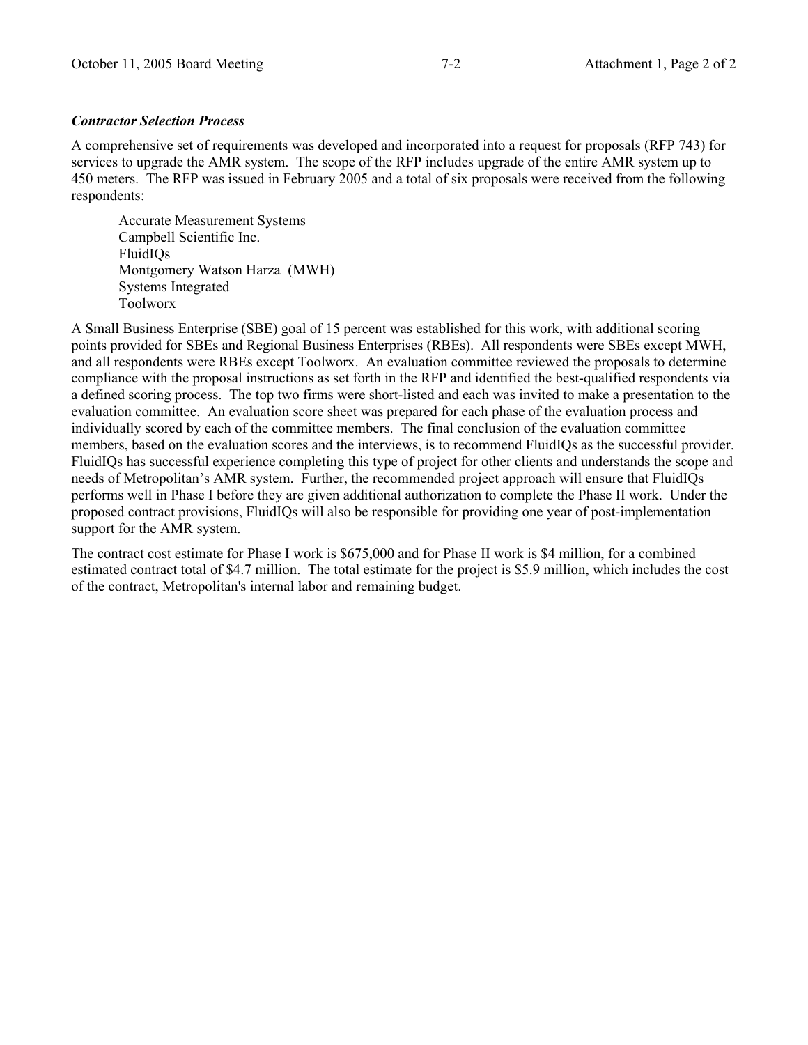***Contractor Selection Process***

A comprehensive set of requirements was developed and incorporated into a request for proposals (RFP 743) for services to upgrade the AMR system. The scope of the RFP includes upgrade of the entire AMR system up to 450 meters. The RFP was issued in February 2005 and a total of six proposals were received from the following respondents:

Accurate Measurement Systems
Campbell Scientific Inc.
FluidIQs
Montgomery Watson Harza (MWH)
Systems Integrated
Toolworx

A Small Business Enterprise (SBE) goal of 15 percent was established for this work, with additional scoring points provided for SBEs and Regional Business Enterprises (RBEs). All respondents were SBEs except MWH, and all respondents were RBEs except Toolworx. An evaluation committee reviewed the proposals to determine compliance with the proposal instructions as set forth in the RFP and identified the best-qualified respondents via a defined scoring process. The top two firms were short-listed and each was invited to make a presentation to the evaluation committee. An evaluation score sheet was prepared for each phase of the evaluation process and individually scored by each of the committee members. The final conclusion of the evaluation committee members, based on the evaluation scores and the interviews, is to recommend FluidIQs as the successful provider. FluidIQs has successful experience completing this type of project for other clients and understands the scope and needs of Metropolitan's AMR system. Further, the recommended project approach will ensure that FluidIQs performs well in Phase I before they are given additional authorization to complete the Phase II work. Under the proposed contract provisions, FluidIQs will also be responsible for providing one year of post-implementation support for the AMR system.

The contract cost estimate for Phase I work is $675,000 and for Phase II work is $4 million, for a combined estimated contract total of $4.7 million. The total estimate for the project is $5.9 million, which includes the cost of the contract, Metropolitan's internal labor and remaining budget.